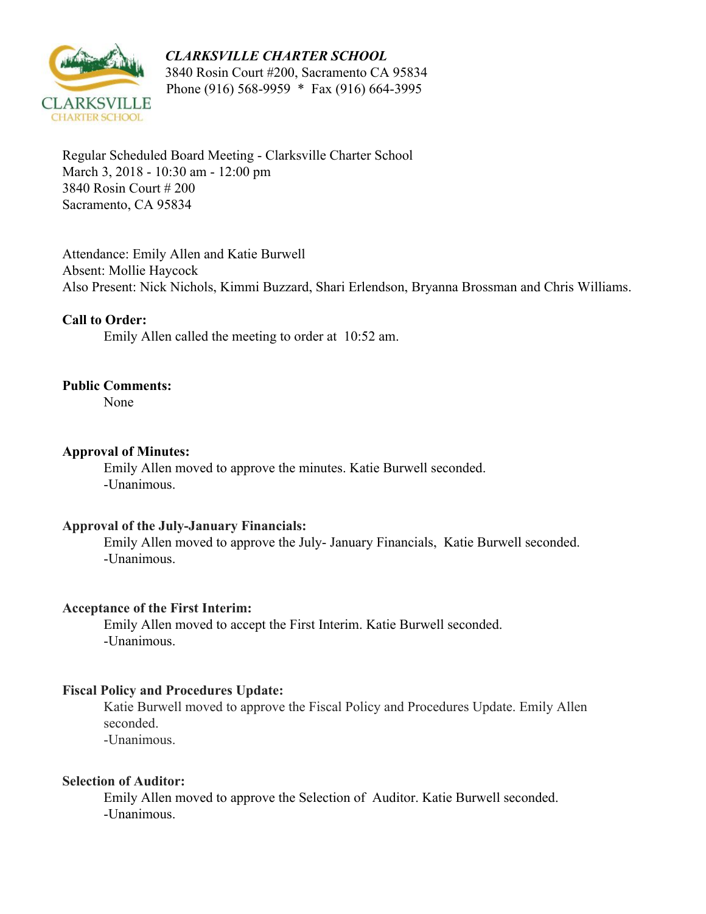***CLARKSVILLE CHARTER SCHOOL***
3840 Rosin Court #200, Sacramento CA 95834
Phone (916) 568-9959 * Fax (916) 664-3995

Regular Scheduled Board Meeting - Clarksville Charter School
March 3, 2018 - 10:30 am - 12:00 pm
3840 Rosin Court # 200
Sacramento, CA 95834

Attendance: Emily Allen and Katie Burwell
Absent: Mollie Haycock
Also Present: Nick Nichols, Kimmi Buzzard, Shari Erlendson, Bryanna Brossman and Chris Williams.

**Call to Order:**

Emily Allen called the meeting to order at 10:52 am.

**Public Comments:**

None

**Approval of Minutes:**

Emily Allen moved to approve the minutes. Katie Burwell seconded.
-Unanimous.

**Approval of the July-January Financials:**

Emily Allen moved to approve the July- January Financials, Katie Burwell seconded.
-Unanimous.

**Acceptance of the First Interim:**

Emily Allen moved to accept the First Interim. Katie Burwell seconded.
-Unanimous.

**Fiscal Policy and Procedures Update:**

Katie Burwell moved to approve the Fiscal Policy and Procedures Update. Emily Allen seconded.
-Unanimous.

**Selection of Auditor:**

Emily Allen moved to approve the Selection of Auditor. Katie Burwell seconded.
-Unanimous.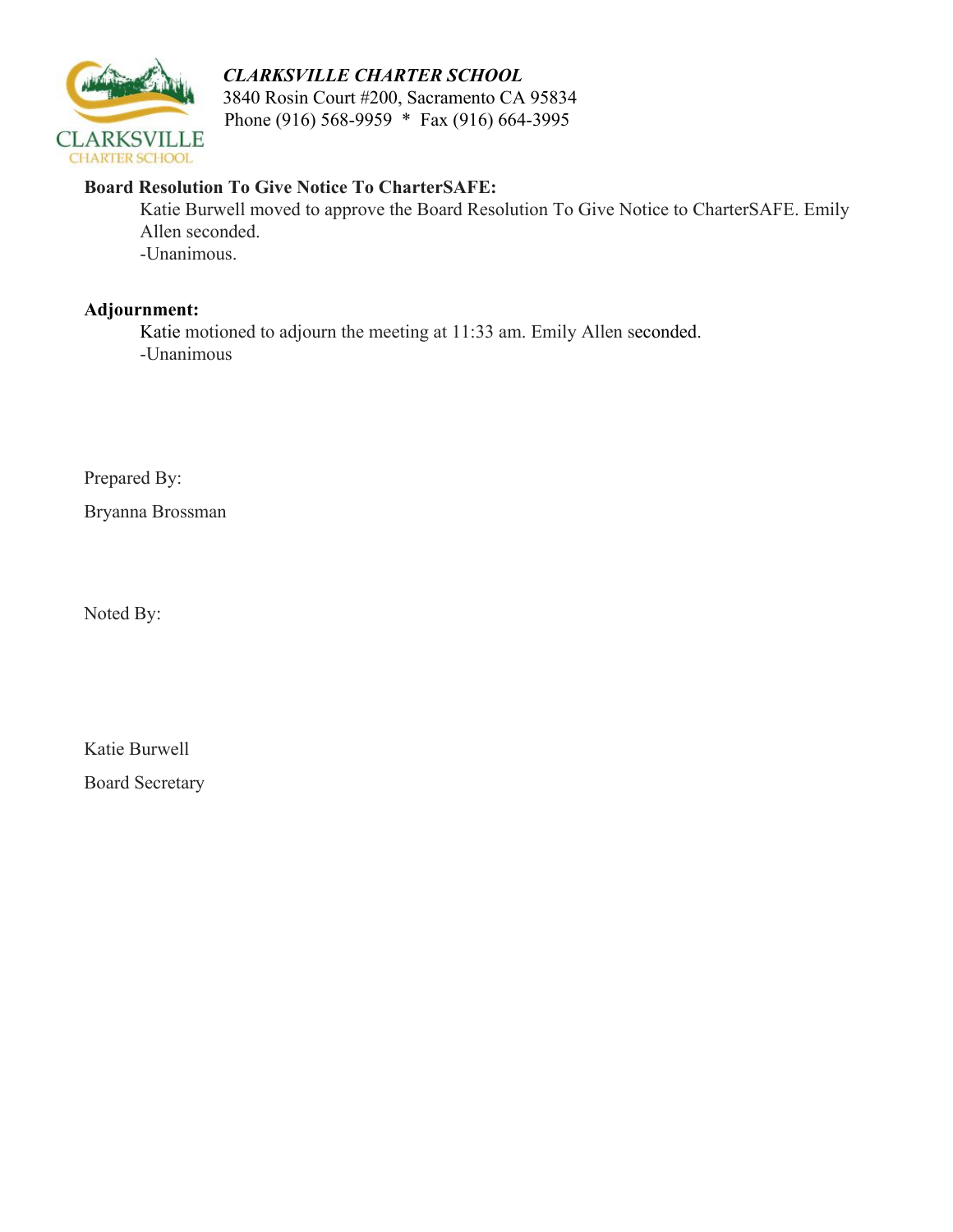*CLARKSVILLE CHARTER SCHOOL*
3840 Rosin Court #200, Sacramento CA 95834
Phone (916) 568-9959 * Fax (916) 664-3995

**Board Resolution To Give Notice To CharterSAFE:**

Katie Burwell moved to approve the Board Resolution To Give Notice to CharterSAFE. Emily Allen seconded.
-Unanimous.

**Adjournment:**

Katie motioned to adjourn the meeting at 11:33 am. Emily Allen seconded.
-Unanimous

Prepared By:

Bryanna Brossman

Noted By:

Katie Burwell

Board Secretary